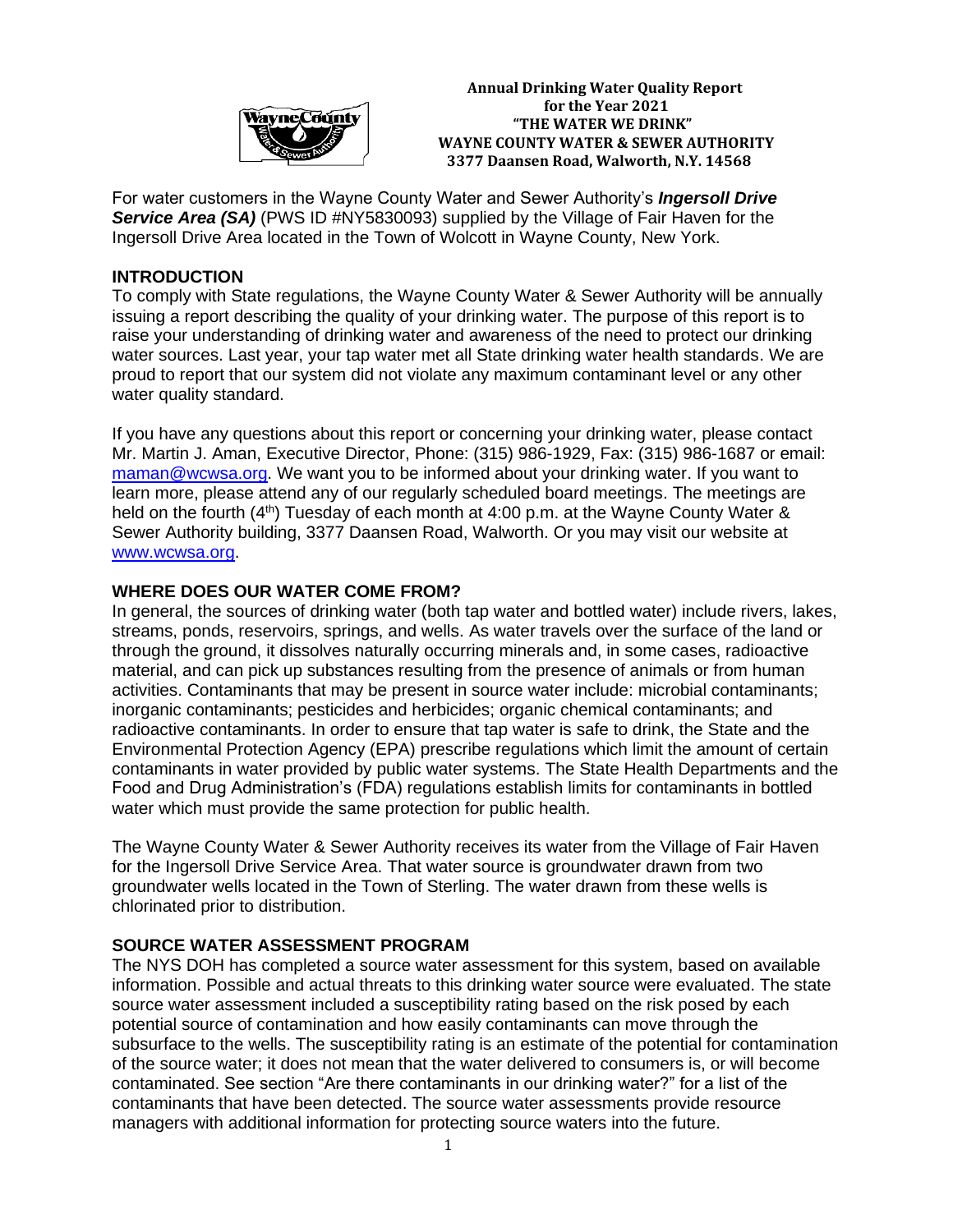**Annual Drinking Water Quality Report**
**for the Year 2021**
**"THE WATER WE DRINK"**
**WAYNE COUNTY WATER & SEWER AUTHORITY**
**3377 Daansen Road, Walworth, N.Y. 14568**

For water customers in the Wayne County Water and Sewer Authority's ***Ingersoll Drive Service Area (SA)*** (PWS ID #NY5830093) supplied by the Village of Fair Haven for the Ingersoll Drive Area located in the Town of Wolcott in Wayne County, New York.

## INTRODUCTION

To comply with State regulations, the Wayne County Water & Sewer Authority will be annually issuing a report describing the quality of your drinking water. The purpose of this report is to raise your understanding of drinking water and awareness of the need to protect our drinking water sources. Last year, your tap water met all State drinking water health standards. We are proud to report that our system did not violate any maximum contaminant level or any other water quality standard.

If you have any questions about this report or concerning your drinking water, please contact Mr. Martin J. Aman, Executive Director, Phone: (315) 986-1929, Fax: (315) 986-1687 or email: maman@wcwsa.org. We want you to be informed about your drinking water. If you want to learn more, please attend any of our regularly scheduled board meetings. The meetings are held on the fourth (4th) Tuesday of each month at 4:00 p.m. at the Wayne County Water & Sewer Authority building, 3377 Daansen Road, Walworth. Or you may visit our website at www.wcwsa.org.

## WHERE DOES OUR WATER COME FROM?

In general, the sources of drinking water (both tap water and bottled water) include rivers, lakes, streams, ponds, reservoirs, springs, and wells. As water travels over the surface of the land or through the ground, it dissolves naturally occurring minerals and, in some cases, radioactive material, and can pick up substances resulting from the presence of animals or from human activities. Contaminants that may be present in source water include: microbial contaminants; inorganic contaminants; pesticides and herbicides; organic chemical contaminants; and radioactive contaminants. In order to ensure that tap water is safe to drink, the State and the Environmental Protection Agency (EPA) prescribe regulations which limit the amount of certain contaminants in water provided by public water systems. The State Health Departments and the Food and Drug Administration's (FDA) regulations establish limits for contaminants in bottled water which must provide the same protection for public health.

The Wayne County Water & Sewer Authority receives its water from the Village of Fair Haven for the Ingersoll Drive Service Area. That water source is groundwater drawn from two groundwater wells located in the Town of Sterling. The water drawn from these wells is chlorinated prior to distribution.

## SOURCE WATER ASSESSMENT PROGRAM

The NYS DOH has completed a source water assessment for this system, based on available information. Possible and actual threats to this drinking water source were evaluated. The state source water assessment included a susceptibility rating based on the risk posed by each potential source of contamination and how easily contaminants can move through the subsurface to the wells. The susceptibility rating is an estimate of the potential for contamination of the source water; it does not mean that the water delivered to consumers is, or will become contaminated. See section "Are there contaminants in our drinking water?" for a list of the contaminants that have been detected. The source water assessments provide resource managers with additional information for protecting source waters into the future.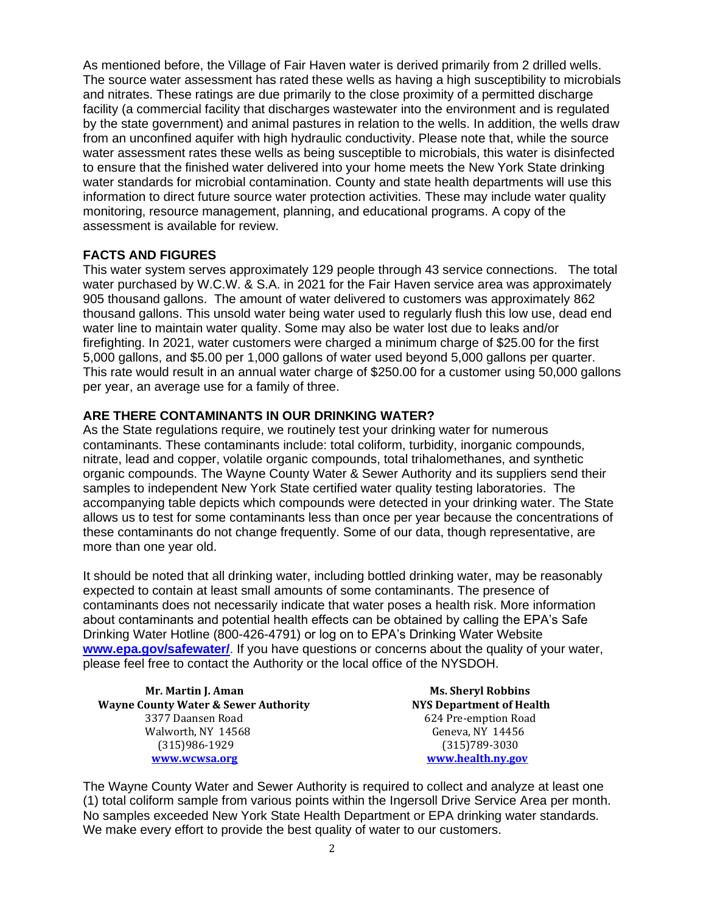As mentioned before, the Village of Fair Haven water is derived primarily from 2 drilled wells. The source water assessment has rated these wells as having a high susceptibility to microbials and nitrates. These ratings are due primarily to the close proximity of a permitted discharge facility (a commercial facility that discharges wastewater into the environment and is regulated by the state government) and animal pastures in relation to the wells. In addition, the wells draw from an unconfined aquifer with high hydraulic conductivity. Please note that, while the source water assessment rates these wells as being susceptible to microbials, this water is disinfected to ensure that the finished water delivered into your home meets the New York State drinking water standards for microbial contamination. County and state health departments will use this information to direct future source water protection activities. These may include water quality monitoring, resource management, planning, and educational programs. A copy of the assessment is available for review.

## FACTS AND FIGURES

This water system serves approximately 129 people through 43 service connections. The total water purchased by W.C.W. & S.A. in 2021 for the Fair Haven service area was approximately 905 thousand gallons. The amount of water delivered to customers was approximately 862 thousand gallons. This unsold water being water used to regularly flush this low use, dead end water line to maintain water quality. Some may also be water lost due to leaks and/or firefighting. In 2021, water customers were charged a minimum charge of $25.00 for the first 5,000 gallons, and $5.00 per 1,000 gallons of water used beyond 5,000 gallons per quarter. This rate would result in an annual water charge of $250.00 for a customer using 50,000 gallons per year, an average use for a family of three.

## ARE THERE CONTAMINANTS IN OUR DRINKING WATER?

As the State regulations require, we routinely test your drinking water for numerous contaminants. These contaminants include: total coliform, turbidity, inorganic compounds, nitrate, lead and copper, volatile organic compounds, total trihalomethanes, and synthetic organic compounds. The Wayne County Water & Sewer Authority and its suppliers send their samples to independent New York State certified water quality testing laboratories. The accompanying table depicts which compounds were detected in your drinking water. The State allows us to test for some contaminants less than once per year because the concentrations of these contaminants do not change frequently. Some of our data, though representative, are more than one year old.

It should be noted that all drinking water, including bottled drinking water, may be reasonably expected to contain at least small amounts of some contaminants. The presence of contaminants does not necessarily indicate that water poses a health risk. More information about contaminants and potential health effects can be obtained by calling the EPA's Safe Drinking Water Hotline (800-426-4791) or log on to EPA's Drinking Water Website **www.epa.gov/safewater/**. If you have questions or concerns about the quality of your water, please feel free to contact the Authority or the local office of the NYSDOH.

**Mr. Martin J. Aman**
**Wayne County Water & Sewer Authority**
3377 Daansen Road
Walworth, NY 14568
(315)986-1929
**www.wcwsa.org**

**Ms. Sheryl Robbins**
**NYS Department of Health**
624 Pre-emption Road
Geneva, NY 14456
(315)789-3030
**www.health.ny.gov**

The Wayne County Water and Sewer Authority is required to collect and analyze at least one (1) total coliform sample from various points within the Ingersoll Drive Service Area per month. No samples exceeded New York State Health Department or EPA drinking water standards. We make every effort to provide the best quality of water to our customers.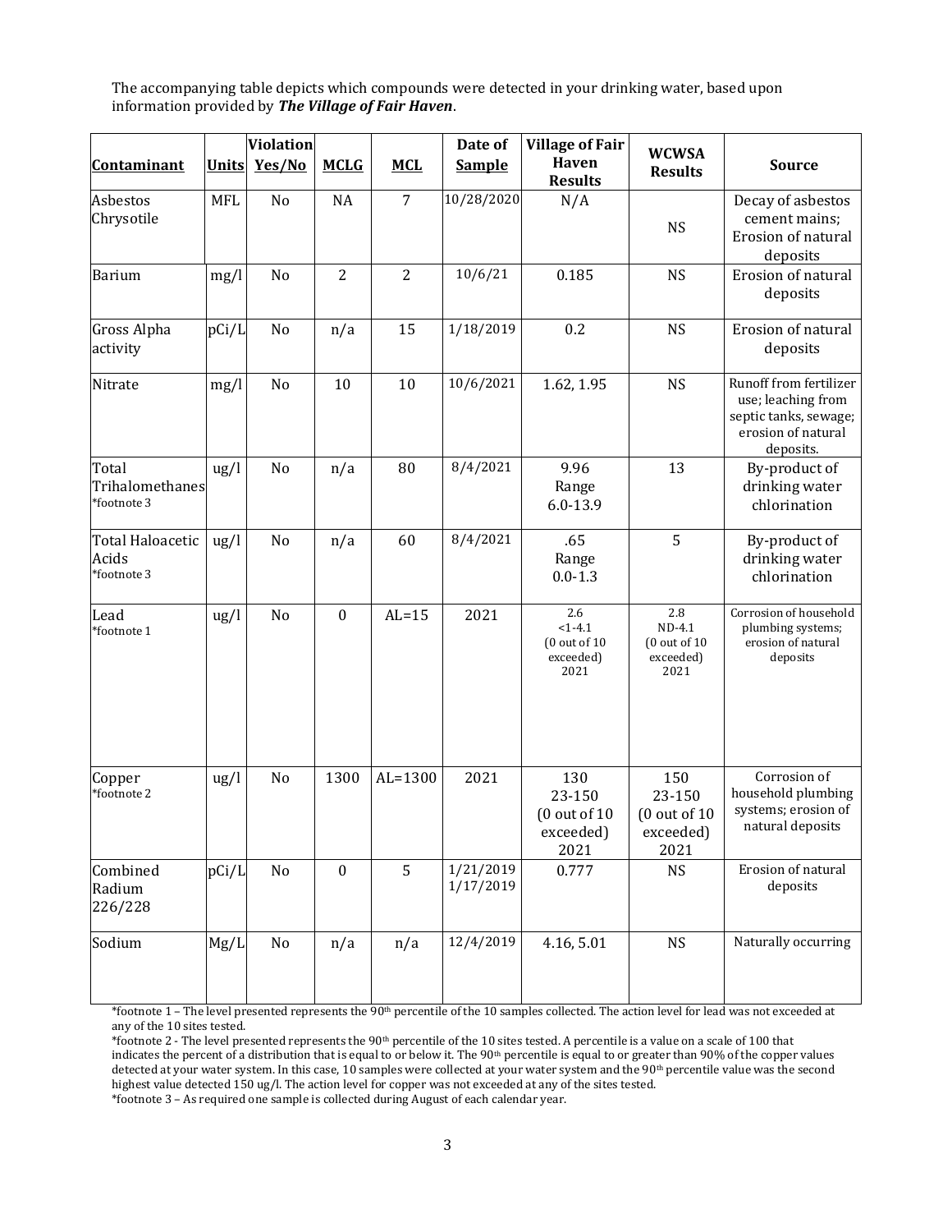The accompanying table depicts which compounds were detected in your drinking water, based upon information provided by ***The Village of Fair Haven***.

| Contaminant | Units | Violation Yes/No | MCLG | MCL | Date of Sample | Village of Fair Haven Results | WCWSA Results | Source |
|---|---|---|---|---|---|---|---|---|
| Asbestos Chrysotile | MFL | No | NA | 7 | 10/28/2020 | N/A | NS | Decay of asbestos cement mains; Erosion of natural deposits |
| Barium | mg/l | No | 2 | 2 | 10/6/21 | 0.185 | NS | Erosion of natural deposits |
| Gross Alpha activity | pCi/L | No | n/a | 15 | 1/18/2019 | 0.2 | NS | Erosion of natural deposits |
| Nitrate | mg/l | No | 10 | 10 | 10/6/2021 | 1.62, 1.95 | NS | Runoff from fertilizer use; leaching from septic tanks, sewage; erosion of natural deposits. |
| Total Trihalomethanes *footnote 3 | ug/l | No | n/a | 80 | 8/4/2021 | 9.96 Range 6.0-13.9 | 13 | By-product of drinking water chlorination |
| Total Haloacetic Acids *footnote 3 | ug/l | No | n/a | 60 | 8/4/2021 | .65 Range 0.0-1.3 | 5 | By-product of drinking water chlorination |
| Lead *footnote 1 | ug/l | No | 0 | AL=15 | 2021 | 2.6 <1-4.1 (0 out of 10 exceeded) 2021 | 2.8 ND-4.1 (0 out of 10 exceeded) 2021 | Corrosion of household plumbing systems; erosion of natural deposits |
| Copper *footnote 2 | ug/l | No | 1300 | AL=1300 | 2021 | 130 23-150 (0 out of 10 exceeded) 2021 | 150 23-150 (0 out of 10 exceeded) 2021 | Corrosion of household plumbing systems; erosion of natural deposits |
| Combined Radium 226/228 | pCi/L | No | 0 | 5 | 1/21/2019 1/17/2019 | 0.777 | NS | Erosion of natural deposits |
| Sodium | Mg/L | No | n/a | n/a | 12/4/2019 | 4.16, 5.01 | NS | Naturally occurring |

*footnote 1 – The level presented represents the 90th percentile of the 10 samples collected. The action level for lead was not exceeded at any of the 10 sites tested.

*footnote 2 - The level presented represents the 90th percentile of the 10 sites tested. A percentile is a value on a scale of 100 that indicates the percent of a distribution that is equal to or below it. The 90th percentile is equal to or greater than 90% of the copper values detected at your water system. In this case, 10 samples were collected at your water system and the 90th percentile value was the second highest value detected 150 ug/l. The action level for copper was not exceeded at any of the sites tested.

*footnote 3 – As required one sample is collected during August of each calendar year.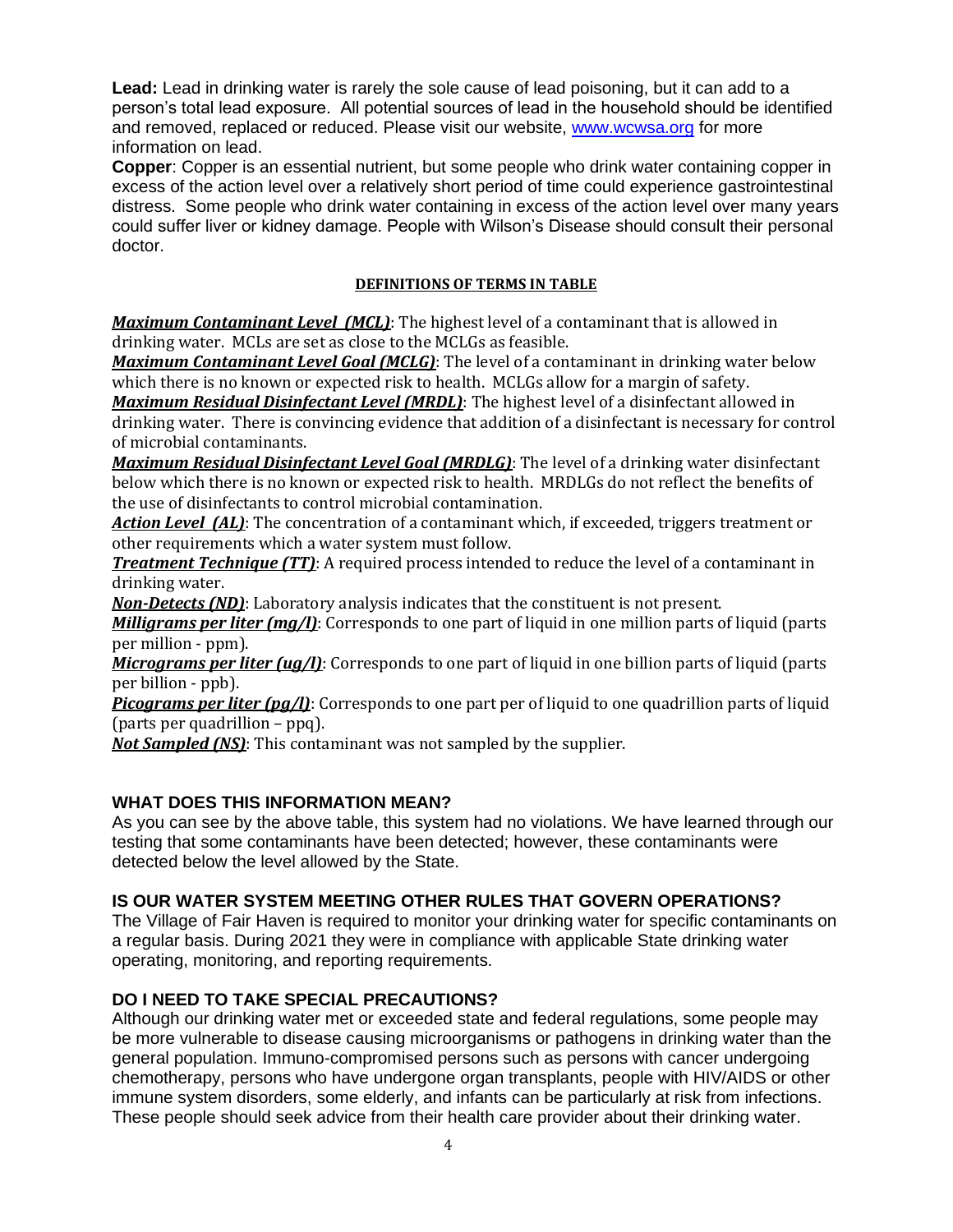**Lead:** Lead in drinking water is rarely the sole cause of lead poisoning, but it can add to a person's total lead exposure. All potential sources of lead in the household should be identified and removed, replaced or reduced. Please visit our website, www.wcwsa.org for more information on lead.

**Copper**: Copper is an essential nutrient, but some people who drink water containing copper in excess of the action level over a relatively short period of time could experience gastrointestinal distress. Some people who drink water containing in excess of the action level over many years could suffer liver or kidney damage. People with Wilson's Disease should consult their personal doctor.

**DEFINITIONS OF TERMS IN TABLE**

***Maximum Contaminant Level (MCL)***: The highest level of a contaminant that is allowed in drinking water. MCLs are set as close to the MCLGs as feasible.

***Maximum Contaminant Level Goal (MCLG)***: The level of a contaminant in drinking water below which there is no known or expected risk to health. MCLGs allow for a margin of safety.

***Maximum Residual Disinfectant Level (MRDL)***: The highest level of a disinfectant allowed in drinking water. There is convincing evidence that addition of a disinfectant is necessary for control of microbial contaminants.

***Maximum Residual Disinfectant Level Goal (MRDLG)***: The level of a drinking water disinfectant below which there is no known or expected risk to health. MRDLGs do not reflect the benefits of the use of disinfectants to control microbial contamination.

***Action Level (AL)***: The concentration of a contaminant which, if exceeded, triggers treatment or other requirements which a water system must follow.

***Treatment Technique (TT)***: A required process intended to reduce the level of a contaminant in drinking water.

***Non-Detects (ND)***: Laboratory analysis indicates that the constituent is not present.

***Milligrams per liter (mg/l)***: Corresponds to one part of liquid in one million parts of liquid (parts per million - ppm).

***Micrograms per liter (ug/l)***: Corresponds to one part of liquid in one billion parts of liquid (parts per billion - ppb).

***Picograms per liter (pg/l)***: Corresponds to one part per of liquid to one quadrillion parts of liquid (parts per quadrillion – ppq).

***Not Sampled (NS)***: This contaminant was not sampled by the supplier.

### WHAT DOES THIS INFORMATION MEAN?

As you can see by the above table, this system had no violations. We have learned through our testing that some contaminants have been detected; however, these contaminants were detected below the level allowed by the State.

### IS OUR WATER SYSTEM MEETING OTHER RULES THAT GOVERN OPERATIONS?

The Village of Fair Haven is required to monitor your drinking water for specific contaminants on a regular basis. During 2021 they were in compliance with applicable State drinking water operating, monitoring, and reporting requirements.

### DO I NEED TO TAKE SPECIAL PRECAUTIONS?

Although our drinking water met or exceeded state and federal regulations, some people may be more vulnerable to disease causing microorganisms or pathogens in drinking water than the general population. Immuno-compromised persons such as persons with cancer undergoing chemotherapy, persons who have undergone organ transplants, people with HIV/AIDS or other immune system disorders, some elderly, and infants can be particularly at risk from infections. These people should seek advice from their health care provider about their drinking water.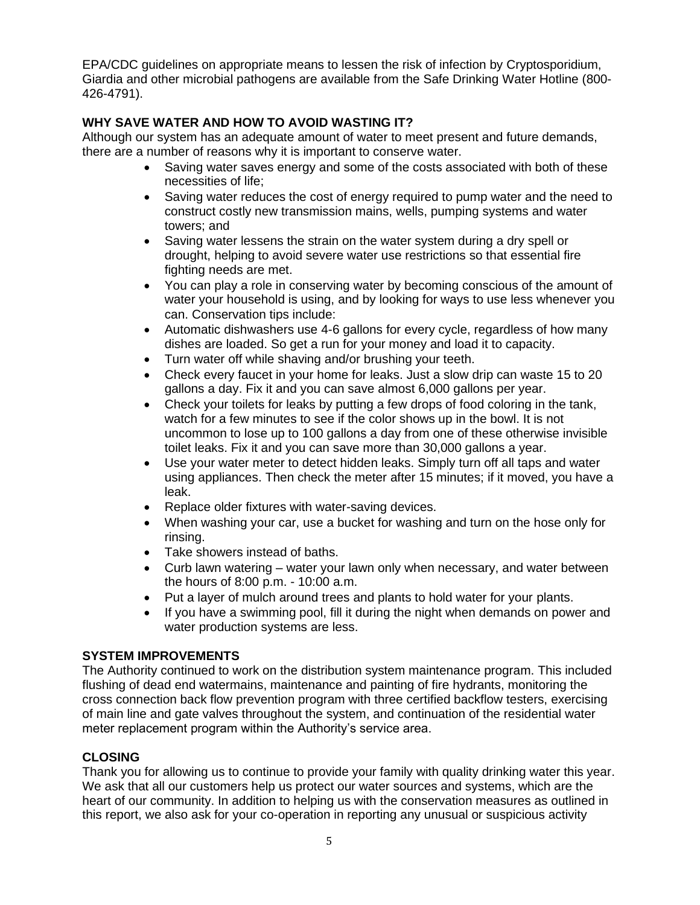EPA/CDC guidelines on appropriate means to lessen the risk of infection by Cryptosporidium, Giardia and other microbial pathogens are available from the Safe Drinking Water Hotline (800-426-4791).

**WHY SAVE WATER AND HOW TO AVOID WASTING IT?**

Although our system has an adequate amount of water to meet present and future demands, there are a number of reasons why it is important to conserve water.

- Saving water saves energy and some of the costs associated with both of these necessities of life;
- Saving water reduces the cost of energy required to pump water and the need to construct costly new transmission mains, wells, pumping systems and water towers; and
- Saving water lessens the strain on the water system during a dry spell or drought, helping to avoid severe water use restrictions so that essential fire fighting needs are met.
- You can play a role in conserving water by becoming conscious of the amount of water your household is using, and by looking for ways to use less whenever you can. Conservation tips include:
- Automatic dishwashers use 4-6 gallons for every cycle, regardless of how many dishes are loaded. So get a run for your money and load it to capacity.
- Turn water off while shaving and/or brushing your teeth.
- Check every faucet in your home for leaks. Just a slow drip can waste 15 to 20 gallons a day. Fix it and you can save almost 6,000 gallons per year.
- Check your toilets for leaks by putting a few drops of food coloring in the tank, watch for a few minutes to see if the color shows up in the bowl. It is not uncommon to lose up to 100 gallons a day from one of these otherwise invisible toilet leaks. Fix it and you can save more than 30,000 gallons a year.
- Use your water meter to detect hidden leaks. Simply turn off all taps and water using appliances. Then check the meter after 15 minutes; if it moved, you have a leak.
- Replace older fixtures with water-saving devices.
- When washing your car, use a bucket for washing and turn on the hose only for rinsing.
- Take showers instead of baths.
- Curb lawn watering – water your lawn only when necessary, and water between the hours of 8:00 p.m. - 10:00 a.m.
- Put a layer of mulch around trees and plants to hold water for your plants.
- If you have a swimming pool, fill it during the night when demands on power and water production systems are less.

**SYSTEM IMPROVEMENTS**

The Authority continued to work on the distribution system maintenance program. This included flushing of dead end watermains, maintenance and painting of fire hydrants, monitoring the cross connection back flow prevention program with three certified backflow testers, exercising of main line and gate valves throughout the system, and continuation of the residential water meter replacement program within the Authority's service area.

**CLOSING**

Thank you for allowing us to continue to provide your family with quality drinking water this year. We ask that all our customers help us protect our water sources and systems, which are the heart of our community. In addition to helping us with the conservation measures as outlined in this report, we also ask for your co-operation in reporting any unusual or suspicious activity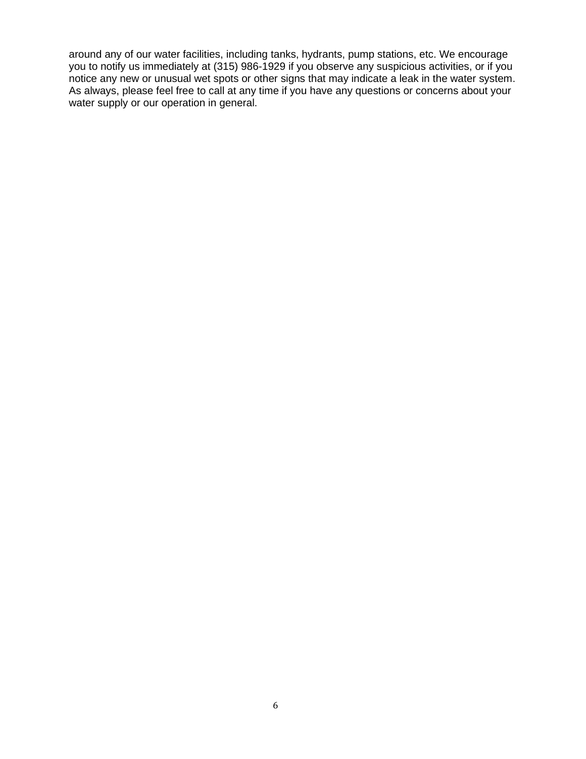around any of our water facilities, including tanks, hydrants, pump stations, etc. We encourage you to notify us immediately at (315) 986-1929 if you observe any suspicious activities, or if you notice any new or unusual wet spots or other signs that may indicate a leak in the water system. As always, please feel free to call at any time if you have any questions or concerns about your water supply or our operation in general.